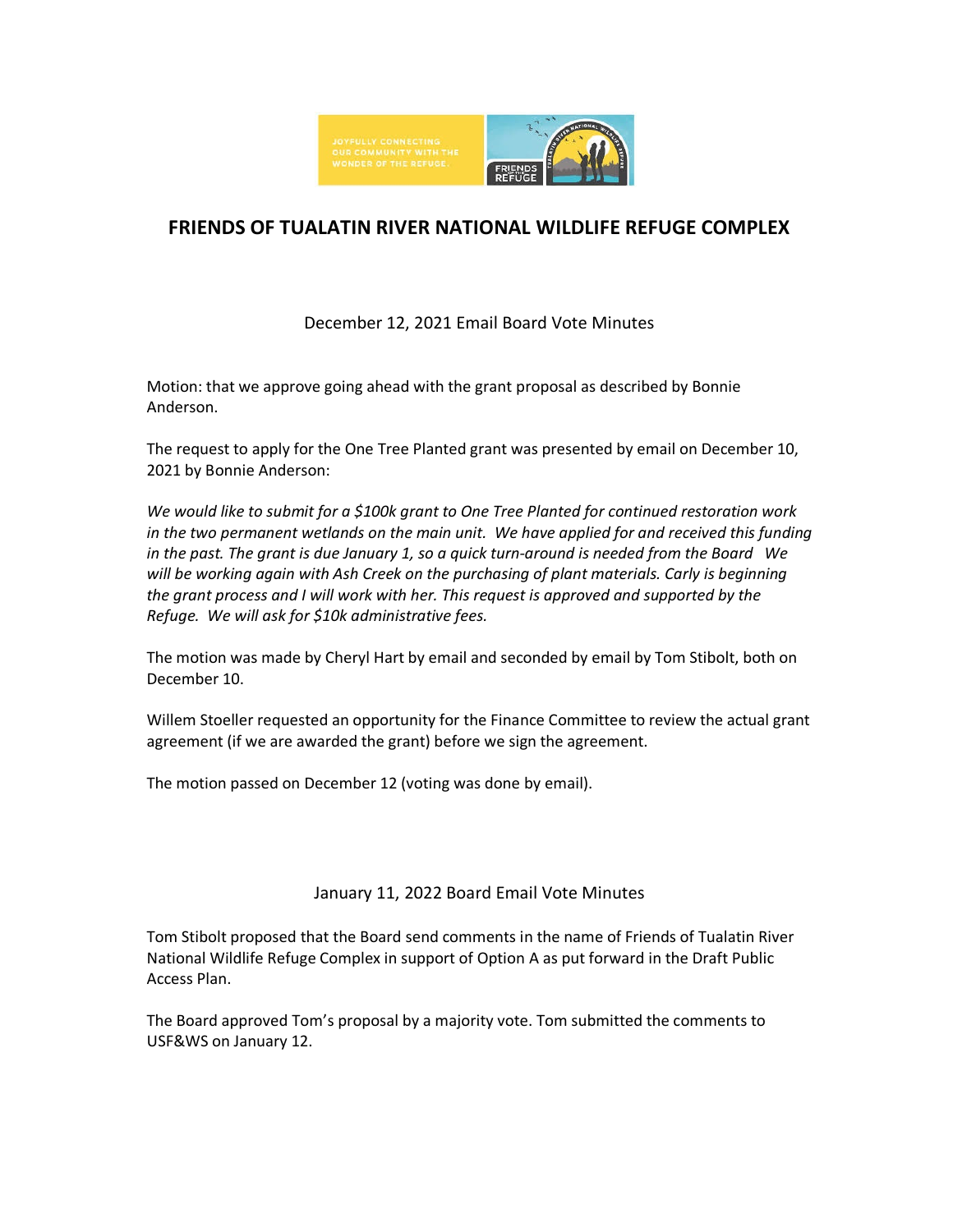# FRIENDS OF TUALATIN RIVER NATIONAL WILDLIFE REFUGE COMPLEX

## December 12, 2021 Email Board Vote Minutes

Motion: that we approve going ahead with the grant proposal as described by Bonnie Anderson.

The request to apply for the One Tree Planted grant was presented by email on December 10, 2021 by Bonnie Anderson:

*We would like to submit for a $100k grant to One Tree Planted for continued restoration work in the two permanent wetlands on the main unit. We have applied for and received this funding in the past. The grant is due January 1, so a quick turn-around is needed from the Board We will be working again with Ash Creek on the purchasing of plant materials. Carly is beginning the grant process and I will work with her. This request is approved and supported by the Refuge. We will ask for $10k administrative fees.*

The motion was made by Cheryl Hart by email and seconded by email by Tom Stibolt, both on December 10.

Willem Stoeller requested an opportunity for the Finance Committee to review the actual grant agreement (if we are awarded the grant) before we sign the agreement.

The motion passed on December 12 (voting was done by email).

## January 11, 2022 Board Email Vote Minutes

Tom Stibolt proposed that the Board send comments in the name of Friends of Tualatin River National Wildlife Refuge Complex in support of Option A as put forward in the Draft Public Access Plan.

The Board approved Tom's proposal by a majority vote. Tom submitted the comments to USF&WS on January 12.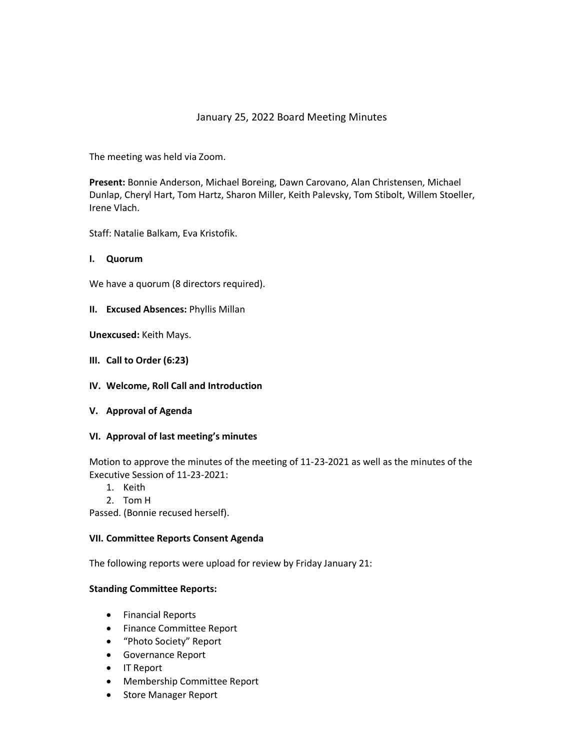# January 25, 2022 Board Meeting Minutes

The meeting was held via Zoom.

**Present:** Bonnie Anderson, Michael Boreing, Dawn Carovano, Alan Christensen, Michael Dunlap, Cheryl Hart, Tom Hartz, Sharon Miller, Keith Palevsky, Tom Stibolt, Willem Stoeller, Irene Vlach.

Staff: Natalie Balkam, Eva Kristofik.

## I. Quorum

We have a quorum (8 directors required).

## II. Excused Absences: Phyllis Millan

**Unexcused:** Keith Mays.

## III. Call to Order (6:23)

## IV. Welcome, Roll Call and Introduction

## V. Approval of Agenda

## VI. Approval of last meeting's minutes

Motion to approve the minutes of the meeting of 11-23-2021 as well as the minutes of the Executive Session of 11-23-2021:

1. Keith
2. Tom H

Passed. (Bonnie recused herself).

## VII. Committee Reports Consent Agenda

The following reports were upload for review by Friday January 21:

**Standing Committee Reports:**

- Financial Reports
- Finance Committee Report
- "Photo Society" Report
- Governance Report
- IT Report
- Membership Committee Report
- Store Manager Report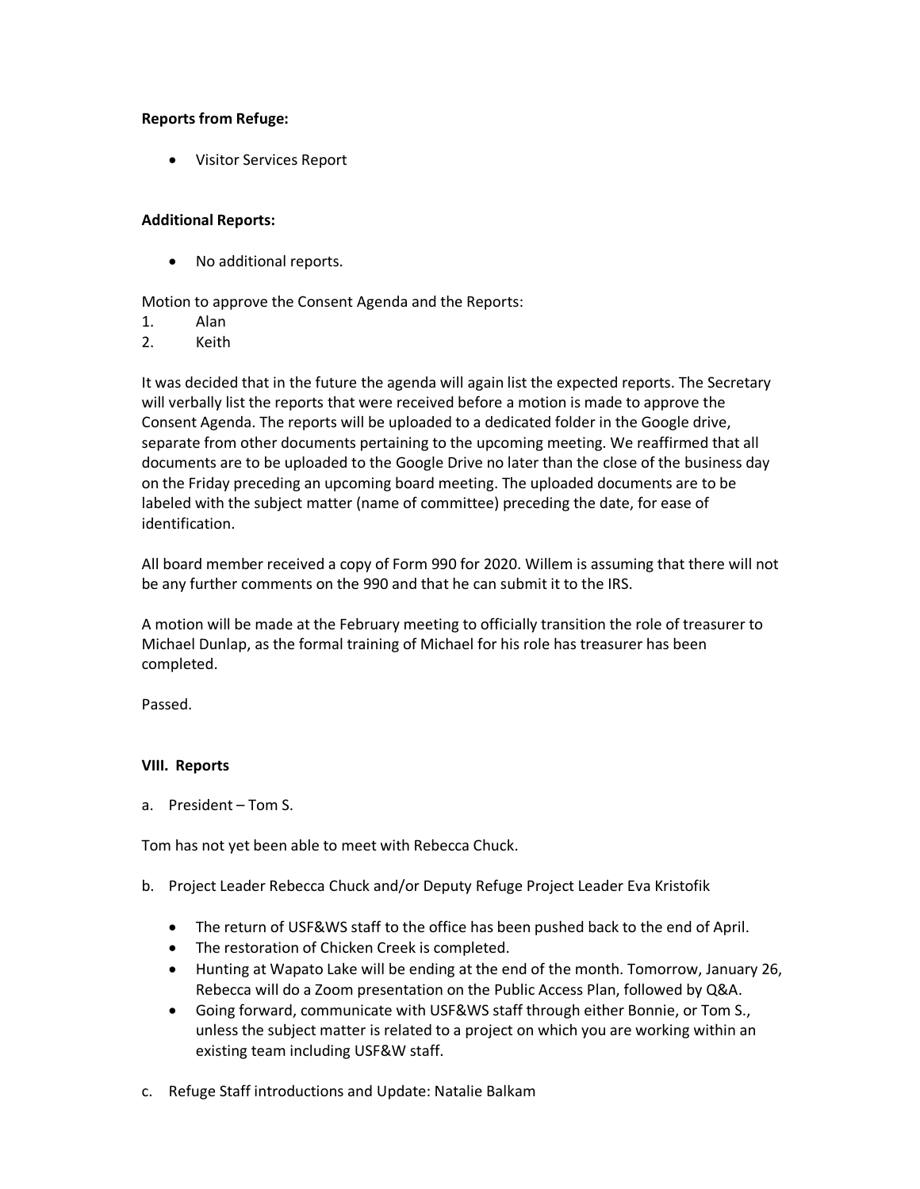**Reports from Refuge:**

- Visitor Services Report

**Additional Reports:**

- No additional reports.

Motion to approve the Consent Agenda and the Reports:

1. Alan
2. Keith

It was decided that in the future the agenda will again list the expected reports. The Secretary will verbally list the reports that were received before a motion is made to approve the Consent Agenda. The reports will be uploaded to a dedicated folder in the Google drive, separate from other documents pertaining to the upcoming meeting. We reaffirmed that all documents are to be uploaded to the Google Drive no later than the close of the business day on the Friday preceding an upcoming board meeting. The uploaded documents are to be labeled with the subject matter (name of committee) preceding the date, for ease of identification.

All board member received a copy of Form 990 for 2020. Willem is assuming that there will not be any further comments on the 990 and that he can submit it to the IRS.

A motion will be made at the February meeting to officially transition the role of treasurer to Michael Dunlap, as the formal training of Michael for his role has treasurer has been completed.

Passed.

**VIII. Reports**

a. President – Tom S.

Tom has not yet been able to meet with Rebecca Chuck.

b. Project Leader Rebecca Chuck and/or Deputy Refuge Project Leader Eva Kristofik

- The return of USF&WS staff to the office has been pushed back to the end of April.
- The restoration of Chicken Creek is completed.
- Hunting at Wapato Lake will be ending at the end of the month. Tomorrow, January 26, Rebecca will do a Zoom presentation on the Public Access Plan, followed by Q&A.
- Going forward, communicate with USF&WS staff through either Bonnie, or Tom S., unless the subject matter is related to a project on which you are working within an existing team including USF&W staff.

c. Refuge Staff introductions and Update: Natalie Balkam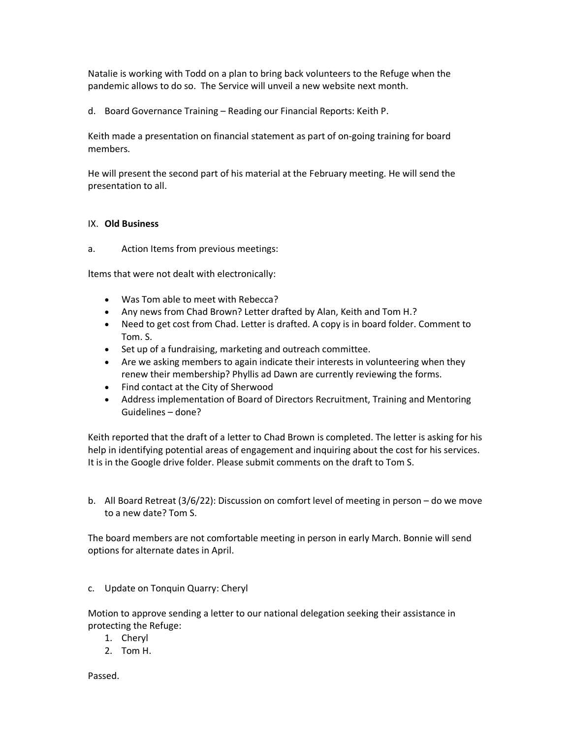Natalie is working with Todd on a plan to bring back volunteers to the Refuge when the pandemic allows to do so. The Service will unveil a new website next month.

d. Board Governance Training – Reading our Financial Reports: Keith P.

Keith made a presentation on financial statement as part of on-going training for board members.

He will present the second part of his material at the February meeting. He will send the presentation to all.

IX. **Old Business**

a. Action Items from previous meetings:

Items that were not dealt with electronically:

- Was Tom able to meet with Rebecca?
- Any news from Chad Brown? Letter drafted by Alan, Keith and Tom H.?
- Need to get cost from Chad. Letter is drafted. A copy is in board folder. Comment to Tom. S.
- Set up of a fundraising, marketing and outreach committee.
- Are we asking members to again indicate their interests in volunteering when they renew their membership? Phyllis ad Dawn are currently reviewing the forms.
- Find contact at the City of Sherwood
- Address implementation of Board of Directors Recruitment, Training and Mentoring Guidelines – done?

Keith reported that the draft of a letter to Chad Brown is completed. The letter is asking for his help in identifying potential areas of engagement and inquiring about the cost for his services. It is in the Google drive folder. Please submit comments on the draft to Tom S.

b. All Board Retreat (3/6/22): Discussion on comfort level of meeting in person – do we move to a new date? Tom S.

The board members are not comfortable meeting in person in early March. Bonnie will send options for alternate dates in April.

c. Update on Tonquin Quarry: Cheryl

Motion to approve sending a letter to our national delegation seeking their assistance in protecting the Refuge:

1. Cheryl
2. Tom H.

Passed.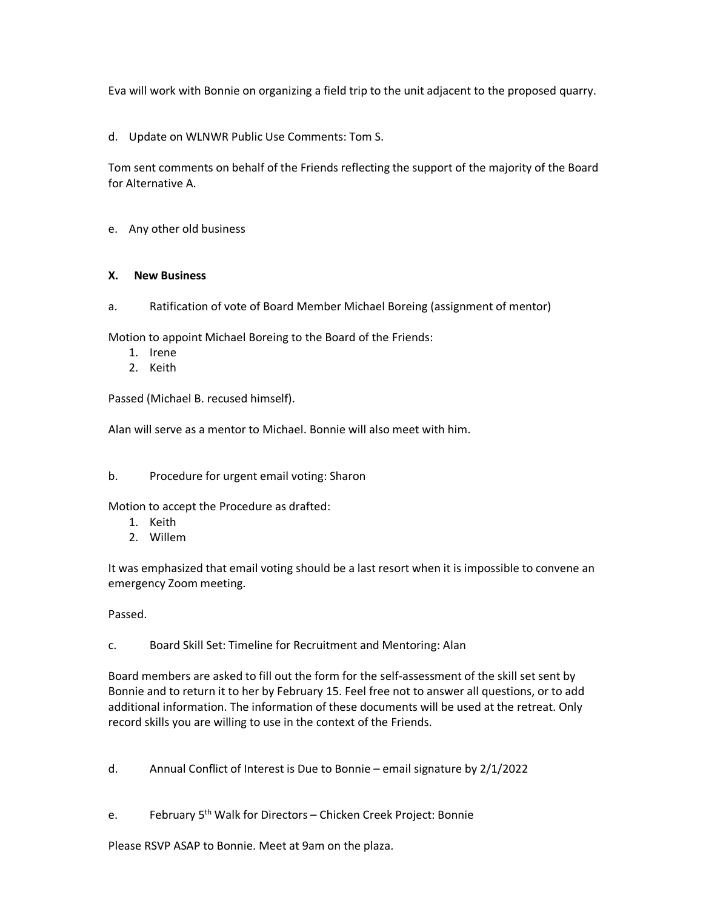Eva will work with Bonnie on organizing a field trip to the unit adjacent to the proposed quarry.

d. Update on WLNWR Public Use Comments: Tom S.

Tom sent comments on behalf of the Friends reflecting the support of the majority of the Board for Alternative A.

e. Any other old business

### X. New Business

a. Ratification of vote of Board Member Michael Boreing (assignment of mentor)

Motion to appoint Michael Boreing to the Board of the Friends:

1. Irene
2. Keith

Passed (Michael B. recused himself).

Alan will serve as a mentor to Michael. Bonnie will also meet with him.

b. Procedure for urgent email voting: Sharon

Motion to accept the Procedure as drafted:

1. Keith
2. Willem

It was emphasized that email voting should be a last resort when it is impossible to convene an emergency Zoom meeting.

Passed.

c. Board Skill Set: Timeline for Recruitment and Mentoring: Alan

Board members are asked to fill out the form for the self-assessment of the skill set sent by Bonnie and to return it to her by February 15. Feel free not to answer all questions, or to add additional information. The information of these documents will be used at the retreat. Only record skills you are willing to use in the context of the Friends.

d. Annual Conflict of Interest is Due to Bonnie – email signature by 2/1/2022

e. February 5th Walk for Directors – Chicken Creek Project: Bonnie

Please RSVP ASAP to Bonnie. Meet at 9am on the plaza.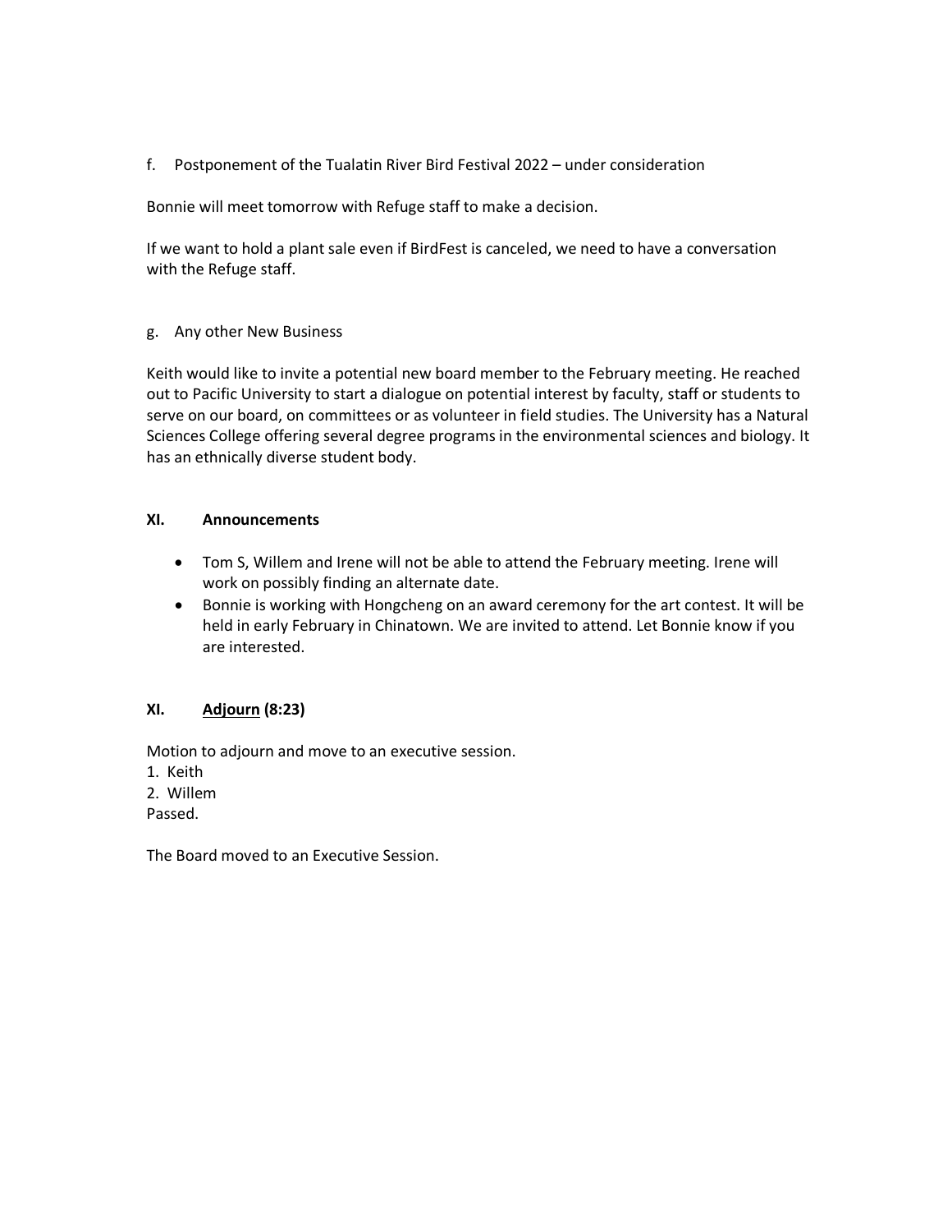f. Postponement of the Tualatin River Bird Festival 2022 – under consideration

Bonnie will meet tomorrow with Refuge staff to make a decision.

If we want to hold a plant sale even if BirdFest is canceled, we need to have a conversation with the Refuge staff.

g. Any other New Business

Keith would like to invite a potential new board member to the February meeting. He reached out to Pacific University to start a dialogue on potential interest by faculty, staff or students to serve on our board, on committees or as volunteer in field studies. The University has a Natural Sciences College offering several degree programs in the environmental sciences and biology. It has an ethnically diverse student body.

## XI. Announcements

- Tom S, Willem and Irene will not be able to attend the February meeting. Irene will work on possibly finding an alternate date.
- Bonnie is working with Hongcheng on an award ceremony for the art contest. It will be held in early February in Chinatown. We are invited to attend. Let Bonnie know if you are interested.

## XI. Adjourn (8:23)

Motion to adjourn and move to an executive session.
1. Keith
2. Willem
Passed.

The Board moved to an Executive Session.